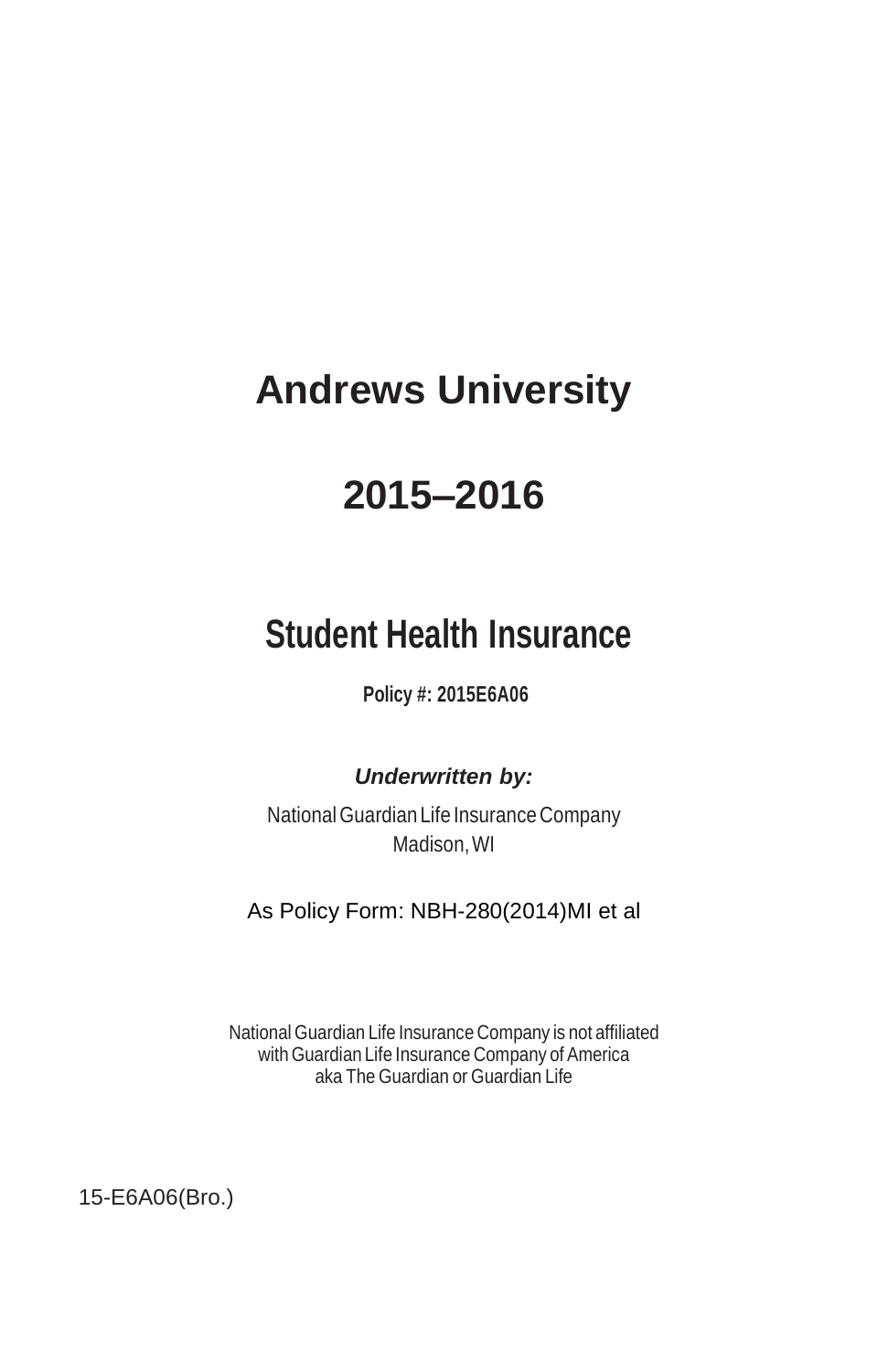# Andrews University

# 2015–2016

## Student Health Insurance

**Policy #: 2015E6A06**

***Underwritten by:***

National Guardian Life Insurance Company
Madison, WI

As Policy Form: NBH-280(2014)MI et al

National Guardian Life Insurance Company is not affiliated
with Guardian Life Insurance Company of America
aka The Guardian or Guardian Life

15-E6A06(Bro.)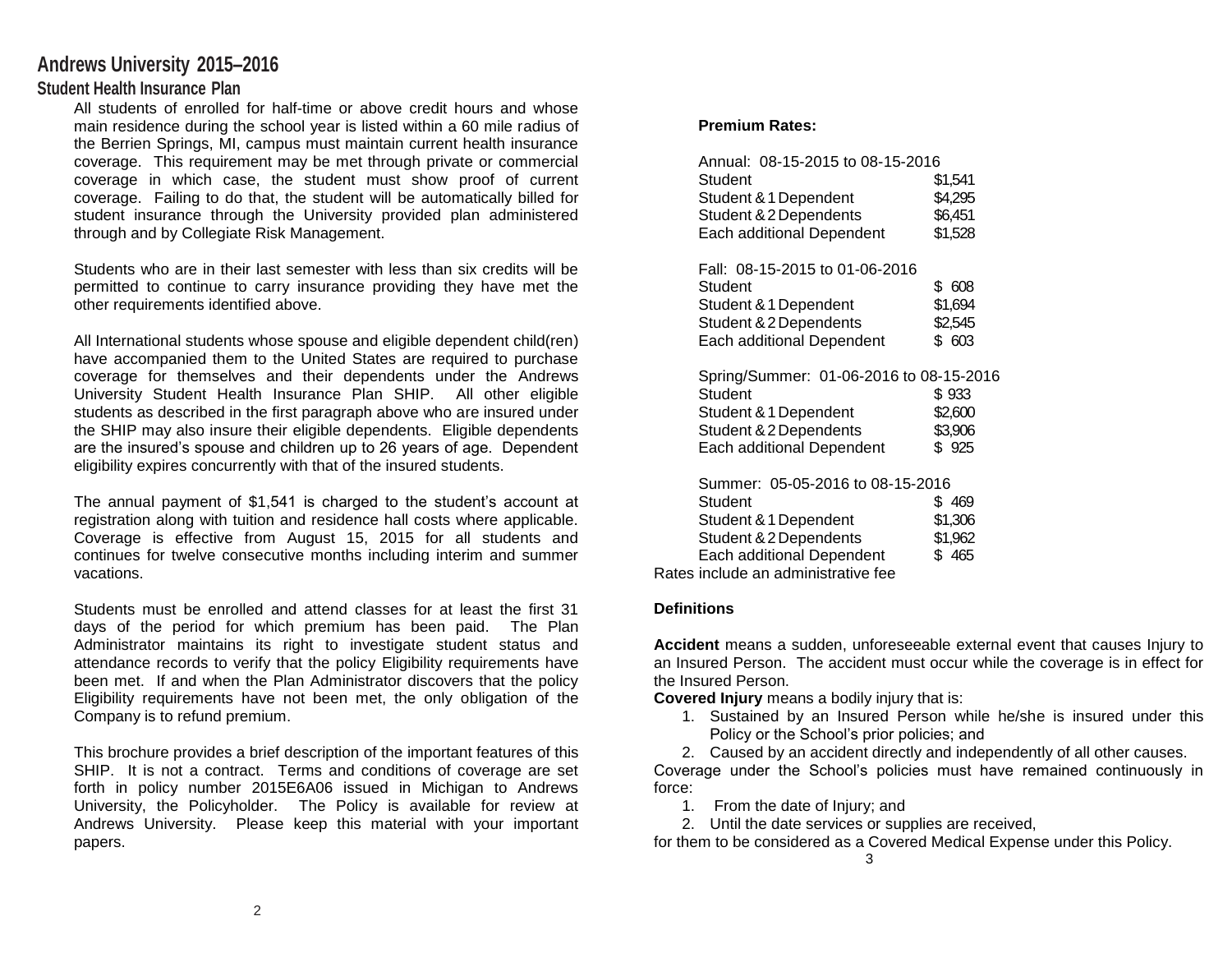# Andrews University 2015–2016

## Student Health Insurance Plan

All students of enrolled for half-time or above credit hours and whose main residence during the school year is listed within a 60 mile radius of the Berrien Springs, MI, campus must maintain current health insurance coverage. This requirement may be met through private or commercial coverage in which case, the student must show proof of current coverage. Failing to do that, the student will be automatically billed for student insurance through the University provided plan administered through and by Collegiate Risk Management.

Students who are in their last semester with less than six credits will be permitted to continue to carry insurance providing they have met the other requirements identified above.

All International students whose spouse and eligible dependent child(ren) have accompanied them to the United States are required to purchase coverage for themselves and their dependents under the Andrews University Student Health Insurance Plan SHIP. All other eligible students as described in the first paragraph above who are insured under the SHIP may also insure their eligible dependents. Eligible dependents are the insured's spouse and children up to 26 years of age. Dependent eligibility expires concurrently with that of the insured students.

The annual payment of $1,541 is charged to the student's account at registration along with tuition and residence hall costs where applicable. Coverage is effective from August 15, 2015 for all students and continues for twelve consecutive months including interim and summer vacations.

Students must be enrolled and attend classes for at least the first 31 days of the period for which premium has been paid. The Plan Administrator maintains its right to investigate student status and attendance records to verify that the policy Eligibility requirements have been met. If and when the Plan Administrator discovers that the policy Eligibility requirements have not been met, the only obligation of the Company is to refund premium.

This brochure provides a brief description of the important features of this SHIP. It is not a contract. Terms and conditions of coverage are set forth in policy number 2015E6A06 issued in Michigan to Andrews University, the Policyholder. The Policy is available for review at Andrews University. Please keep this material with your important papers.

**Premium Rates:**

| Annual: 08-15-2015 to 08-15-2016 | |
|---|---|
| Student | $1,541 |
| Student & 1 Dependent | $4,295 |
| Student & 2 Dependents | $6,451 |
| Each additional Dependent | $1,528 |

| Fall: 08-15-2015 to 01-06-2016 | |
|---|---|
| Student | $ 608 |
| Student & 1 Dependent | $1,694 |
| Student & 2 Dependents | $2,545 |
| Each additional Dependent | $ 603 |

| Spring/Summer: 01-06-2016 to 08-15-2016 | |
|---|---|
| Student | $ 933 |
| Student & 1 Dependent | $2,600 |
| Student & 2 Dependents | $3,906 |
| Each additional Dependent | $ 925 |

| Summer: 05-05-2016 to 08-15-2016 | |
|---|---|
| Student | $ 469 |
| Student & 1 Dependent | $1,306 |
| Student & 2 Dependents | $1,962 |
| Each additional Dependent | $ 465 |

Rates include an administrative fee

**Definitions**

**Accident** means a sudden, unforeseeable external event that causes Injury to an Insured Person. The accident must occur while the coverage is in effect for the Insured Person.

**Covered Injury** means a bodily injury that is:

1. Sustained by an Insured Person while he/she is insured under this Policy or the School's prior policies; and
2. Caused by an accident directly and independently of all other causes.

Coverage under the School's policies must have remained continuously in force:

1. From the date of Injury; and
2. Until the date services or supplies are received,

for them to be considered as a Covered Medical Expense under this Policy.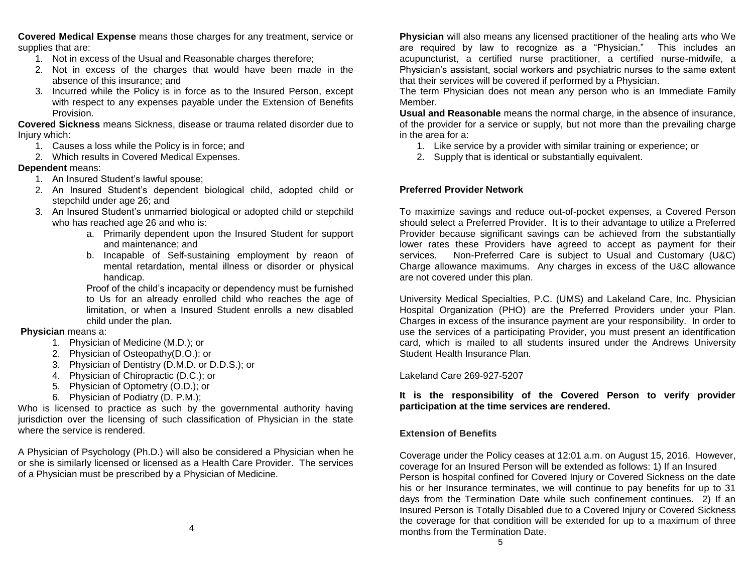**Covered Medical Expense** means those charges for any treatment, service or supplies that are:

1. Not in excess of the Usual and Reasonable charges therefore;
2. Not in excess of the charges that would have been made in the absence of this insurance; and
3. Incurred while the Policy is in force as to the Insured Person, except with respect to any expenses payable under the Extension of Benefits Provision.

**Covered Sickness** means Sickness, disease or trauma related disorder due to Injury which:

1. Causes a loss while the Policy is in force; and
2. Which results in Covered Medical Expenses.

**Dependent** means:

1. An Insured Student's lawful spouse;
2. An Insured Student's dependent biological child, adopted child or stepchild under age 26; and
3. An Insured Student's unmarried biological or adopted child or stepchild who has reached age 26 and who is:
   a. Primarily dependent upon the Insured Student for support and maintenance; and
   b. Incapable of Self-sustaining employment by reaon of mental retardation, mental illness or disorder or physical handicap.

   Proof of the child's incapacity or dependency must be furnished to Us for an already enrolled child who reaches the age of limitation, or when a Insured Student enrolls a new disabled child under the plan.

**Physician** means a:

1. Physician of Medicine (M.D.); or
2. Physician of Osteopathy(D.O.): or
3. Physician of Dentistry (D.M.D. or D.D.S.); or
4. Physician of Chiropractic (D.C.); or
5. Physician of Optometry (O.D.); or
6. Physician of Podiatry (D. P.M.);

Who is licensed to practice as such by the governmental authority having jurisdiction over the licensing of such classification of Physician in the state where the service is rendered.

A Physician of Psychology (Ph.D.) will also be considered a Physician when he or she is similarly licensed or licensed as a Health Care Provider. The services of a Physician must be prescribed by a Physician of Medicine.

**Physician** will also means any licensed practitioner of the healing arts who We are required by law to recognize as a "Physician." This includes an acupuncturist, a certified nurse practitioner, a certified nurse-midwife, a Physician's assistant, social workers and psychiatric nurses to the same extent that their services will be covered if performed by a Physician.

The term Physician does not mean any person who is an Immediate Family Member.

**Usual and Reasonable** means the normal charge, in the absence of insurance, of the provider for a service or supply, but not more than the prevailing charge in the area for a:

1. Like service by a provider with similar training or experience; or
2. Supply that is identical or substantially equivalent.

## Preferred Provider Network

To maximize savings and reduce out-of-pocket expenses, a Covered Person should select a Preferred Provider. It is to their advantage to utilize a Preferred Provider because significant savings can be achieved from the substantially lower rates these Providers have agreed to accept as payment for their services. Non-Preferred Care is subject to Usual and Customary (U&C) Charge allowance maximums. Any charges in excess of the U&C allowance are not covered under this plan.

University Medical Specialties, P.C. (UMS) and Lakeland Care, Inc. Physician Hospital Organization (PHO) are the Preferred Providers under your Plan. Charges in excess of the insurance payment are your responsibility. In order to use the services of a participating Provider, you must present an identification card, which is mailed to all students insured under the Andrews University Student Health Insurance Plan.

Lakeland Care 269-927-5207

**It is the responsibility of the Covered Person to verify provider participation at the time services are rendered.**

## Extension of Benefits

Coverage under the Policy ceases at 12:01 a.m. on August 15, 2016. However, coverage for an Insured Person will be extended as follows: 1) If an Insured Person is hospital confined for Covered Injury or Covered Sickness on the date his or her Insurance terminates, we will continue to pay benefits for up to 31 days from the Termination Date while such confinement continues. 2) If an Insured Person is Totally Disabled due to a Covered Injury or Covered Sickness the coverage for that condition will be extended for up to a maximum of three months from the Termination Date.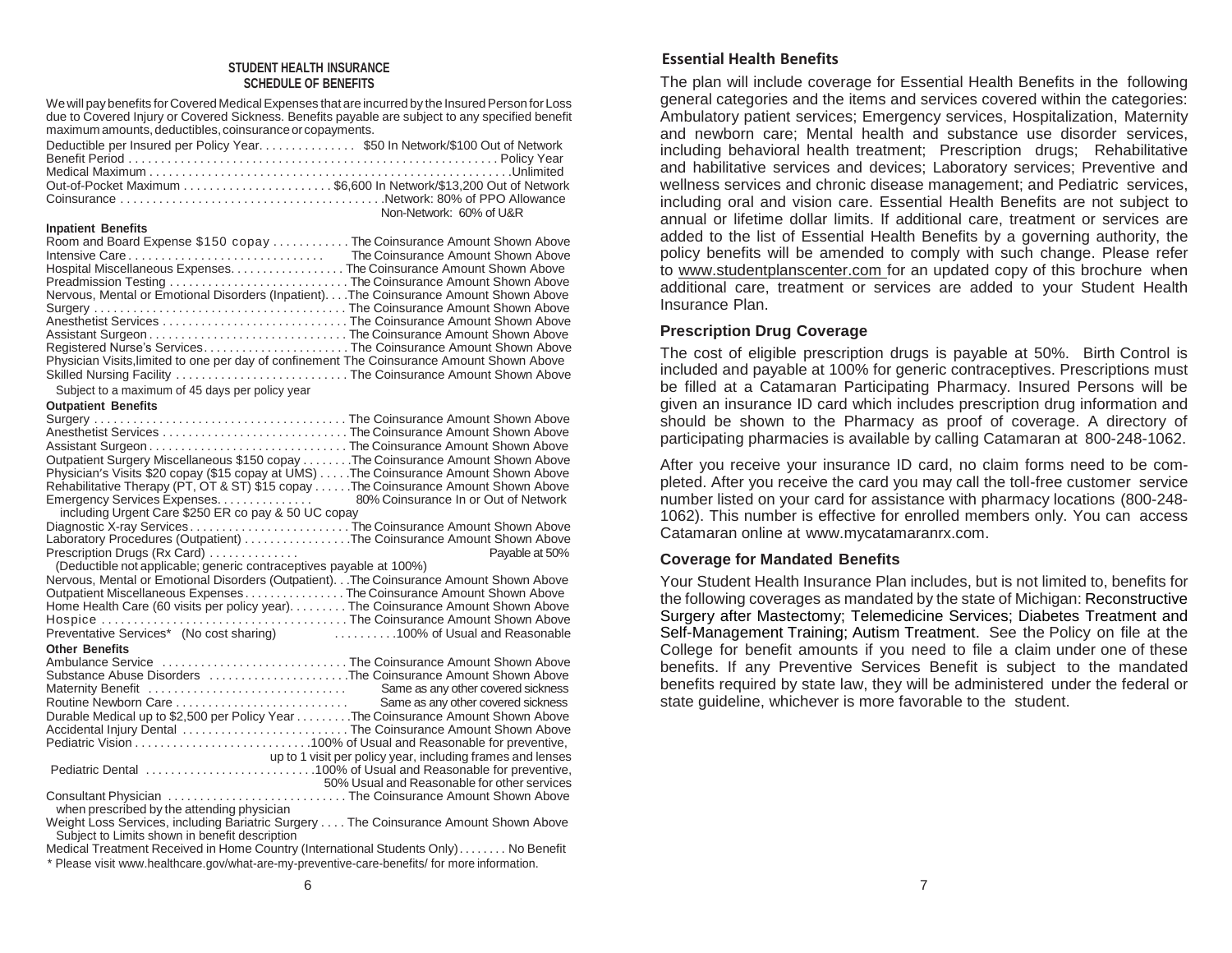## STUDENT HEALTH INSURANCE
## SCHEDULE OF BENEFITS

We will pay benefits for Covered Medical Expenses that are incurred by the Insured Person for Loss due to Covered Injury or Covered Sickness. Benefits payable are subject to any specified benefit maximum amounts, deductibles, coinsurance or copayments.

| | |
|---|---|
| Deductible per Insured per Policy Year | $50 In Network/$100 Out of Network |
| Benefit Period | Policy Year |
| Medical Maximum | Unlimited |
| Out-of-Pocket Maximum | $6,600 In Network/$13,200 Out of Network |
| Coinsurance | Network: 80% of PPO Allowance<br>Non-Network: 60% of U&R |

**Inpatient Benefits**

| | |
|---|---|
| Room and Board Expense $150 copay | The Coinsurance Amount Shown Above |
| Intensive Care | The Coinsurance Amount Shown Above |
| Hospital Miscellaneous Expenses | The Coinsurance Amount Shown Above |
| Preadmission Testing | The Coinsurance Amount Shown Above |
| Nervous, Mental or Emotional Disorders (Inpatient) | The Coinsurance Amount Shown Above |
| Surgery | The Coinsurance Amount Shown Above |
| Anesthetist Services | The Coinsurance Amount Shown Above |
| Assistant Surgeon | The Coinsurance Amount Shown Above |
| Registered Nurse's Services | The Coinsurance Amount Shown Above |
| Physician Visits, limited to one per day of confinement | The Coinsurance Amount Shown Above |
| Skilled Nursing Facility<br>Subject to a maximum of 45 days per policy year | The Coinsurance Amount Shown Above |

**Outpatient Benefits**

| | |
|---|---|
| Surgery | The Coinsurance Amount Shown Above |
| Anesthetist Services | The Coinsurance Amount Shown Above |
| Assistant Surgeon | The Coinsurance Amount Shown Above |
| Outpatient Surgery Miscellaneous $150 copay | The Coinsurance Amount Shown Above |
| Physician's Visits $20 copay ($15 copay at UMS) | The Coinsurance Amount Shown Above |
| Rehabilitative Therapy (PT, OT & ST) $15 copay | The Coinsurance Amount Shown Above |
| Emergency Services Expenses<br>including Urgent Care $250 ER co pay & 50 UC copay | 80% Coinsurance In or Out of Network |
| Diagnostic X-ray Services | The Coinsurance Amount Shown Above |
| Laboratory Procedures (Outpatient) | The Coinsurance Amount Shown Above |
| Prescription Drugs (Rx Card)<br>(Deductible not applicable; generic contraceptives payable at 100%) | Payable at 50% |
| Nervous, Mental or Emotional Disorders (Outpatient) | The Coinsurance Amount Shown Above |
| Outpatient Miscellaneous Expenses | The Coinsurance Amount Shown Above |
| Home Health Care (60 visits per policy year) | The Coinsurance Amount Shown Above |
| Hospice | The Coinsurance Amount Shown Above |
| Preventative Services* (No cost sharing) | 100% of Usual and Reasonable |

**Other Benefits**

| | |
|---|---|
| Ambulance Service | The Coinsurance Amount Shown Above |
| Substance Abuse Disorders | The Coinsurance Amount Shown Above |
| Maternity Benefit | Same as any other covered sickness |
| Routine Newborn Care | Same as any other covered sickness |
| Durable Medical up to $2,500 per Policy Year | The Coinsurance Amount Shown Above |
| Accidental Injury Dental | The Coinsurance Amount Shown Above |
| Pediatric Vision | 100% of Usual and Reasonable for preventive, up to 1 visit per policy year, including frames and lenses |
| Pediatric Dental | 100% of Usual and Reasonable for preventive, 50% Usual and Reasonable for other services |
| Consultant Physician<br>when prescribed by the attending physician | The Coinsurance Amount Shown Above |
| Weight Loss Services, including Bariatric Surgery<br>Subject to Limits shown in benefit description | The Coinsurance Amount Shown Above |
| Medical Treatment Received in Home Country (International Students Only) | No Benefit |

\* Please visit www.healthcare.gov/what-are-my-preventive-care-benefits/ for more information.

### Essential Health Benefits

The plan will include coverage for Essential Health Benefits in the following general categories and the items and services covered within the categories: Ambulatory patient services; Emergency services, Hospitalization, Maternity and newborn care; Mental health and substance use disorder services, including behavioral health treatment; Prescription drugs; Rehabilitative and habilitative services and devices; Laboratory services; Preventive and wellness services and chronic disease management; and Pediatric services, including oral and vision care. Essential Health Benefits are not subject to annual or lifetime dollar limits. If additional care, treatment or services are added to the list of Essential Health Benefits by a governing authority, the policy benefits will be amended to comply with such change. Please refer to www.studentplanscenter.com for an updated copy of this brochure when additional care, treatment or services are added to your Student Health Insurance Plan.

### Prescription Drug Coverage

The cost of eligible prescription drugs is payable at 50%. Birth Control is included and payable at 100% for generic contraceptives. Prescriptions must be filled at a Catamaran Participating Pharmacy. Insured Persons will be given an insurance ID card which includes prescription drug information and should be shown to the Pharmacy as proof of coverage. A directory of participating pharmacies is available by calling Catamaran at 800-248-1062.

After you receive your insurance ID card, no claim forms need to be completed. After you receive the card you may call the toll-free customer service number listed on your card for assistance with pharmacy locations (800-248-1062). This number is effective for enrolled members only. You can access Catamaran online at www.mycatamaranrx.com.

### Coverage for Mandated Benefits

Your Student Health Insurance Plan includes, but is not limited to, benefits for the following coverages as mandated by the state of Michigan: Reconstructive Surgery after Mastectomy; Telemedicine Services; Diabetes Treatment and Self-Management Training; Autism Treatment. See the Policy on file at the College for benefit amounts if you need to file a claim under one of these benefits. If any Preventive Services Benefit is subject to the mandated benefits required by state law, they will be administered under the federal or state guideline, whichever is more favorable to the student.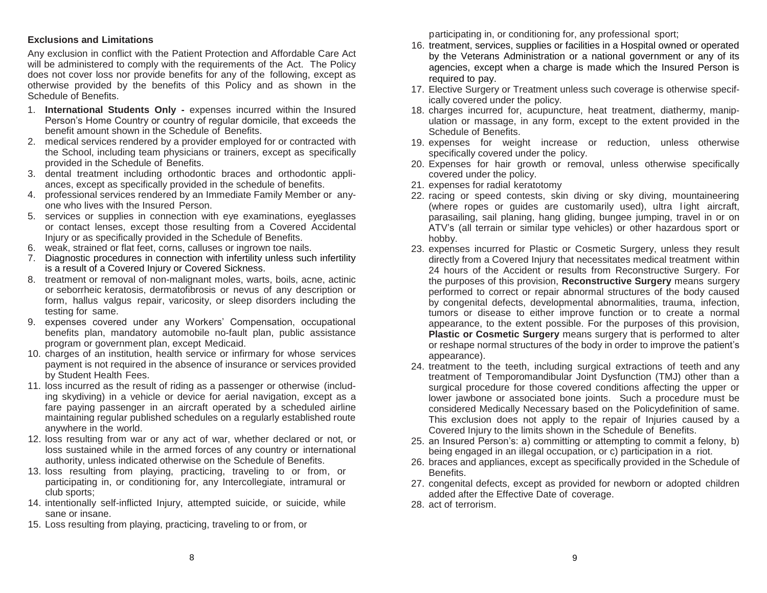### Exclusions and Limitations

Any exclusion in conflict with the Patient Protection and Affordable Care Act will be administered to comply with the requirements of the Act. The Policy does not cover loss nor provide benefits for any of the following, except as otherwise provided by the benefits of this Policy and as shown in the Schedule of Benefits.

1. **International Students Only -** expenses incurred within the Insured Person's Home Country or country of regular domicile, that exceeds the benefit amount shown in the Schedule of Benefits.
2. medical services rendered by a provider employed for or contracted with the School, including team physicians or trainers, except as specifically provided in the Schedule of Benefits.
3. dental treatment including orthodontic braces and orthodontic appliances, except as specifically provided in the schedule of benefits.
4. professional services rendered by an Immediate Family Member or anyone who lives with the Insured Person.
5. services or supplies in connection with eye examinations, eyeglasses or contact lenses, except those resulting from a Covered Accidental Injury or as specifically provided in the Schedule of Benefits.
6. weak, strained or flat feet, corns, calluses or ingrown toe nails.
7. Diagnostic procedures in connection with infertility unless such infertility is a result of a Covered Injury or Covered Sickness.
8. treatment or removal of non-malignant moles, warts, boils, acne, actinic or seborrheic keratosis, dermatofibrosis or nevus of any description or form, hallus valgus repair, varicosity, or sleep disorders including the testing for same.
9. expenses covered under any Workers' Compensation, occupational benefits plan, mandatory automobile no-fault plan, public assistance program or government plan, except Medicaid.
10. charges of an institution, health service or infirmary for whose services payment is not required in the absence of insurance or services provided by Student Health Fees.
11. loss incurred as the result of riding as a passenger or otherwise (including skydiving) in a vehicle or device for aerial navigation, except as a fare paying passenger in an aircraft operated by a scheduled airline maintaining regular published schedules on a regularly established route anywhere in the world.
12. loss resulting from war or any act of war, whether declared or not, or loss sustained while in the armed forces of any country or international authority, unless indicated otherwise on the Schedule of Benefits.
13. loss resulting from playing, practicing, traveling to or from, or participating in, or conditioning for, any Intercollegiate, intramural or club sports;
14. intentionally self-inflicted Injury, attempted suicide, or suicide, while sane or insane.
15. Loss resulting from playing, practicing, traveling to or from, or participating in, or conditioning for, any professional sport;
16. treatment, services, supplies or facilities in a Hospital owned or operated by the Veterans Administration or a national government or any of its agencies, except when a charge is made which the Insured Person is required to pay.
17. Elective Surgery or Treatment unless such coverage is otherwise specifically covered under the policy.
18. charges incurred for, acupuncture, heat treatment, diathermy, manipulation or massage, in any form, except to the extent provided in the Schedule of Benefits.
19. expenses for weight increase or reduction, unless otherwise specifically covered under the policy.
20. Expenses for hair growth or removal, unless otherwise specifically covered under the policy.
21. expenses for radial keratotomy
22. racing or speed contests, skin diving or sky diving, mountaineering (where ropes or guides are customarily used), ultra light aircraft, parasailing, sail planing, hang gliding, bungee jumping, travel in or on ATV's (all terrain or similar type vehicles) or other hazardous sport or hobby.
23. expenses incurred for Plastic or Cosmetic Surgery, unless they result directly from a Covered Injury that necessitates medical treatment within 24 hours of the Accident or results from Reconstructive Surgery. For the purposes of this provision, **Reconstructive Surgery** means surgery performed to correct or repair abnormal structures of the body caused by congenital defects, developmental abnormalities, trauma, infection, tumors or disease to either improve function or to create a normal appearance, to the extent possible. For the purposes of this provision, **Plastic or Cosmetic Surgery** means surgery that is performed to alter or reshape normal structures of the body in order to improve the patient's appearance).
24. treatment to the teeth, including surgical extractions of teeth and any treatment of Temporomandibular Joint Dysfunction (TMJ) other than a surgical procedure for those covered conditions affecting the upper or lower jawbone or associated bone joints. Such a procedure must be considered Medically Necessary based on the Policydefinition of same. This exclusion does not apply to the repair of Injuries caused by a Covered Injury to the limits shown in the Schedule of Benefits.
25. an Insured Person's: a) committing or attempting to commit a felony, b) being engaged in an illegal occupation, or c) participation in a riot.
26. braces and appliances, except as specifically provided in the Schedule of Benefits.
27. congenital defects, except as provided for newborn or adopted children added after the Effective Date of coverage.
28. act of terrorism.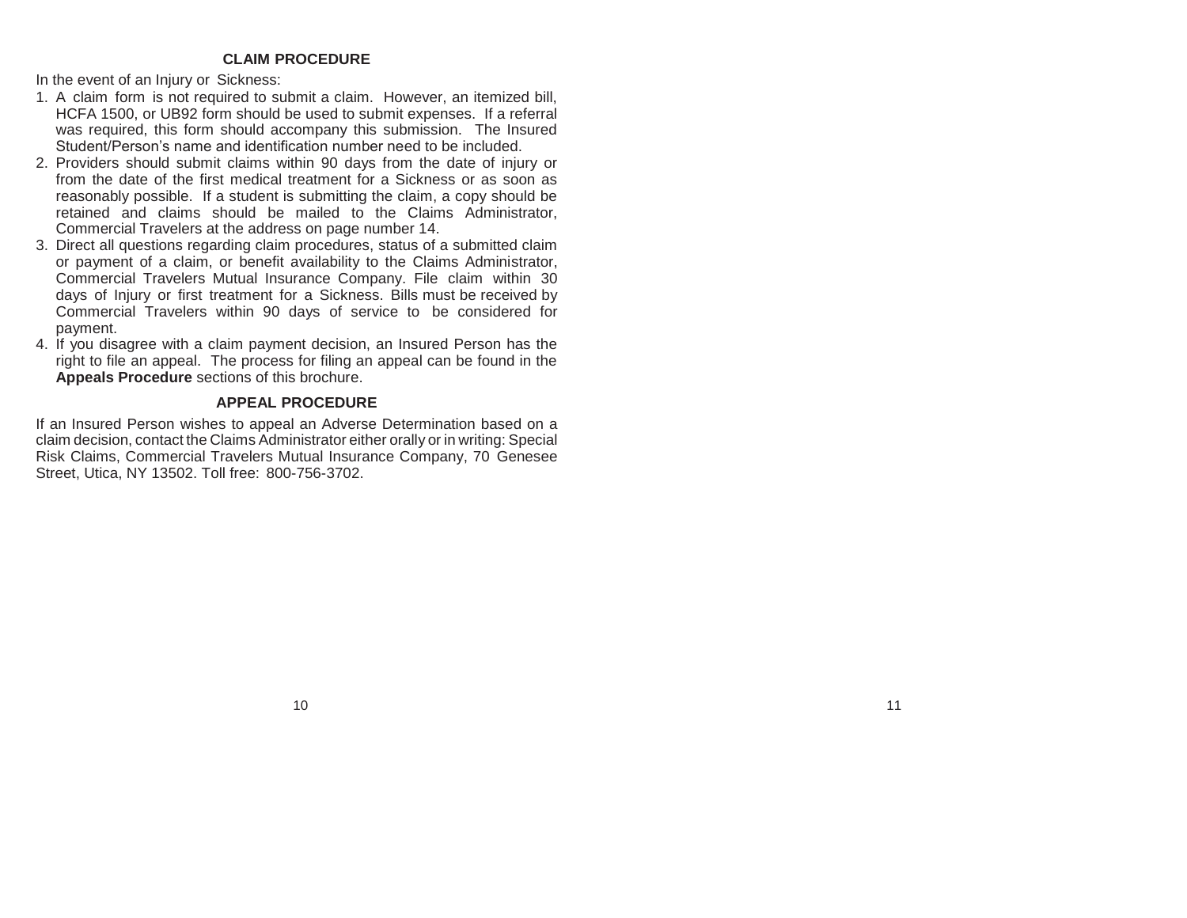## CLAIM PROCEDURE

In the event of an Injury or Sickness:

1. A claim form is not required to submit a claim. However, an itemized bill, HCFA 1500, or UB92 form should be used to submit expenses. If a referral was required, this form should accompany this submission. The Insured Student/Person's name and identification number need to be included.
2. Providers should submit claims within 90 days from the date of injury or from the date of the first medical treatment for a Sickness or as soon as reasonably possible. If a student is submitting the claim, a copy should be retained and claims should be mailed to the Claims Administrator, Commercial Travelers at the address on page number 14.
3. Direct all questions regarding claim procedures, status of a submitted claim or payment of a claim, or benefit availability to the Claims Administrator, Commercial Travelers Mutual Insurance Company. File claim within 30 days of Injury or first treatment for a Sickness. Bills must be received by Commercial Travelers within 90 days of service to be considered for payment.
4. If you disagree with a claim payment decision, an Insured Person has the right to file an appeal. The process for filing an appeal can be found in the **Appeals Procedure** sections of this brochure.

## APPEAL PROCEDURE

If an Insured Person wishes to appeal an Adverse Determination based on a claim decision, contact the Claims Administrator either orally or in writing: Special Risk Claims, Commercial Travelers Mutual Insurance Company, 70 Genesee Street, Utica, NY 13502. Toll free: 800-756-3702.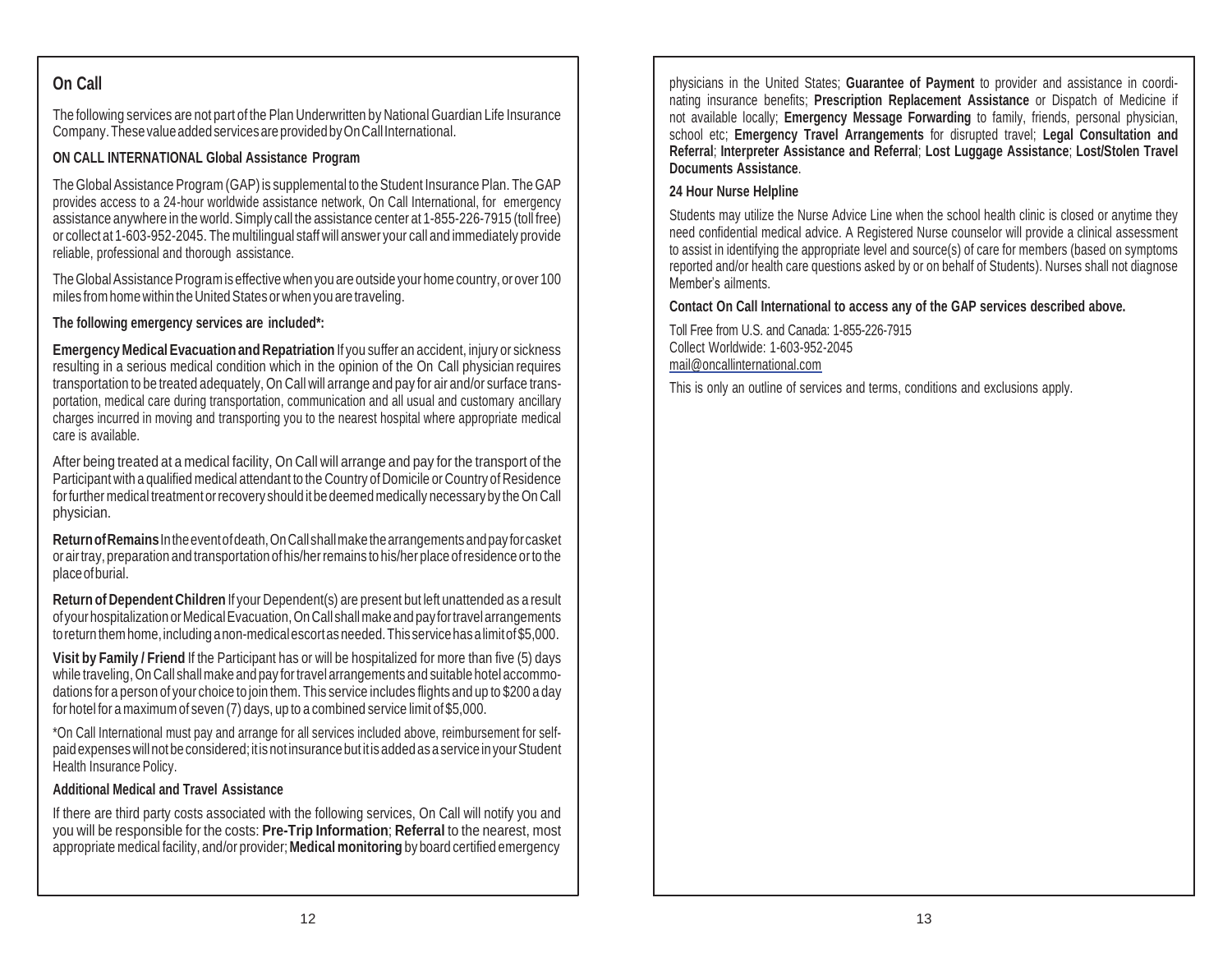## On Call

The following services are not part of the Plan Underwritten by National Guardian Life Insurance Company. These value added services are provided by On Call International.

**ON CALL INTERNATIONAL Global Assistance Program**

The Global Assistance Program (GAP) is supplemental to the Student Insurance Plan. The GAP provides access to a 24-hour worldwide assistance network, On Call International, for emergency assistance anywhere in the world. Simply call the assistance center at 1-855-226-7915 (toll free) or collect at 1-603-952-2045. The multilingual staff will answer your call and immediately provide reliable, professional and thorough assistance.

The Global Assistance Program is effective when you are outside your home country, or over 100 miles from home within the United States or when you are traveling.

**The following emergency services are included*:**

**Emergency Medical Evacuation and Repatriation** If you suffer an accident, injury or sickness resulting in a serious medical condition which in the opinion of the On Call physician requires transportation to be treated adequately, On Call will arrange and pay for air and/or surface transportation, medical care during transportation, communication and all usual and customary ancillary charges incurred in moving and transporting you to the nearest hospital where appropriate medical care is available.

After being treated at a medical facility, On Call will arrange and pay for the transport of the Participant with a qualified medical attendant to the Country of Domicile or Country of Residence for further medical treatment or recovery should it be deemed medically necessary by the On Call physician.

**Return of Remains** In the event of death, On Call shall make the arrangements and pay for casket or air tray, preparation and transportation of his/her remains to his/her place of residence or to the place of burial.

**Return of Dependent Children** If your Dependent(s) are present but left unattended as a result of your hospitalization or Medical Evacuation, On Call shall make and pay for travel arrangements to return them home, including a non-medical escort as needed. This service has a limit of $5,000.

**Visit by Family / Friend** If the Participant has or will be hospitalized for more than five (5) days while traveling, On Call shall make and pay for travel arrangements and suitable hotel accommodations for a person of your choice to join them. This service includes flights and up to $200 a day for hotel for a maximum of seven (7) days, up to a combined service limit of $5,000.

*On Call International must pay and arrange for all services included above, reimbursement for self-paid expenses will not be considered; it is not insurance but it is added as a service in your Student Health Insurance Policy.

**Additional Medical and Travel Assistance**

If there are third party costs associated with the following services, On Call will notify you and you will be responsible for the costs: **Pre-Trip Information**; **Referral** to the nearest, most appropriate medical facility, and/or provider; **Medical monitoring** by board certified emergency physicians in the United States; **Guarantee of Payment** to provider and assistance in coordinating insurance benefits; **Prescription Replacement Assistance** or Dispatch of Medicine if not available locally; **Emergency Message Forwarding** to family, friends, personal physician, school etc; **Emergency Travel Arrangements** for disrupted travel; **Legal Consultation and Referral**; **Interpreter Assistance and Referral**; **Lost Luggage Assistance**; **Lost/Stolen Travel Documents Assistance**.

**24 Hour Nurse Helpline**

Students may utilize the Nurse Advice Line when the school health clinic is closed or anytime they need confidential medical advice. A Registered Nurse counselor will provide a clinical assessment to assist in identifying the appropriate level and source(s) of care for members (based on symptoms reported and/or health care questions asked by or on behalf of Students). Nurses shall not diagnose Member's ailments.

**Contact On Call International to access any of the GAP services described above.**

Toll Free from U.S. and Canada: 1-855-226-7915
Collect Worldwide: 1-603-952-2045
mail@oncallinternational.com

This is only an outline of services and terms, conditions and exclusions apply.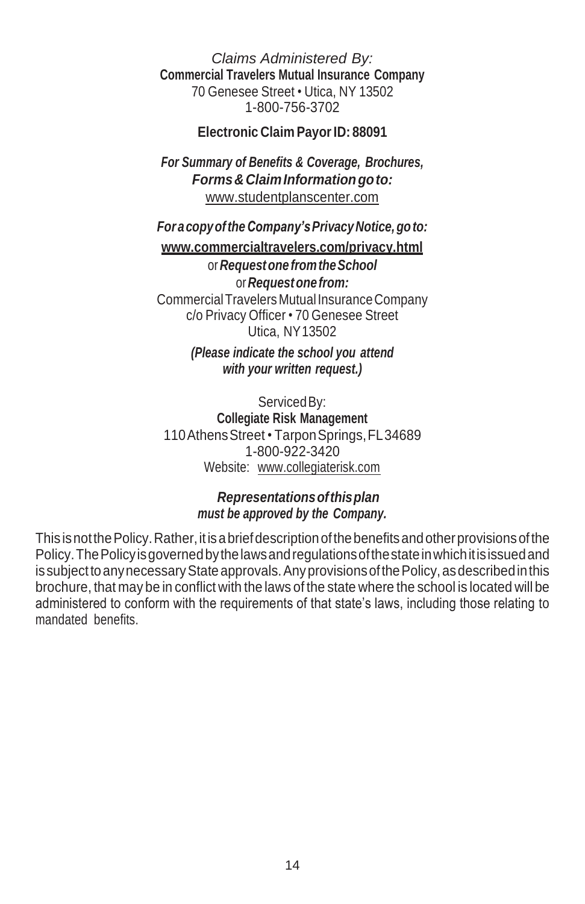*Claims Administered By:*
**Commercial Travelers Mutual Insurance Company**
70 Genesee Street • Utica, NY 13502
1-800-756-3702

**Electronic Claim Payor ID: 88091**

***For Summary of Benefits & Coverage, Brochures, Forms & Claim Information go to:***
www.studentplanscenter.com

***For a copy of the Company's Privacy Notice, go to:***
**www.commercialtravelers.com/privacy.html**
or ***Request one from the School***
or ***Request one from:***
Commercial Travelers Mutual Insurance Company
c/o Privacy Officer • 70 Genesee Street
Utica, NY 13502

***(Please indicate the school you attend with your written request.)***

Serviced By:
**Collegiate Risk Management**
110 Athens Street • Tarpon Springs, FL 34689
1-800-922-3420
Website: www.collegiaterisk.com

***Representations of this plan must be approved by the Company.***

This is not the Policy. Rather, it is a brief description of the benefits and other provisions of the Policy. The Policy is governed by the laws and regulations of the state in which it is issued and is subject to any necessary State approvals. Any provisions of the Policy, as described in this brochure, that may be in conflict with the laws of the state where the school is located will be administered to conform with the requirements of that state's laws, including those relating to mandated benefits.